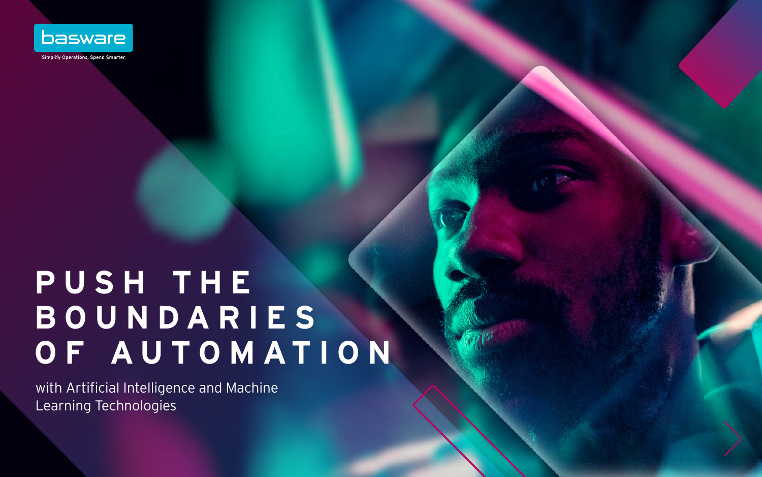basware

Simplify Operations, Spend Smarter.

# PUSH THE BOUNDARIES OF AUTOMATION

with Artificial Intelligence and Machine Learning Technologies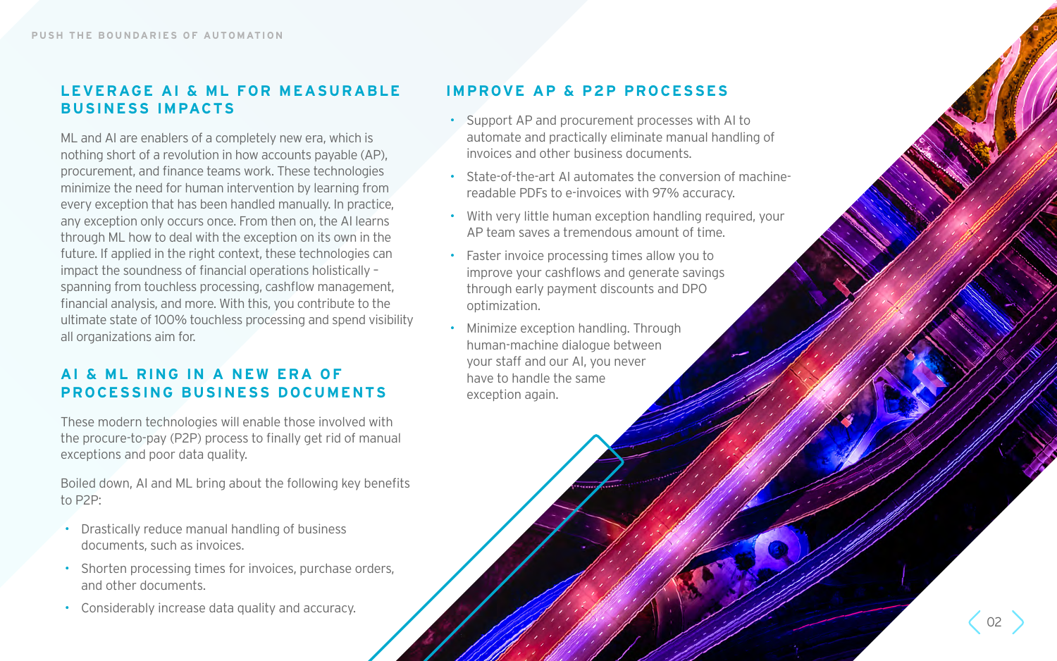## LEVERAGE AI & ML FOR MEASURABLE BUSINESS IMPACTS

ML and AI are enablers of a completely new era, which is nothing short of a revolution in how accounts payable (AP), procurement, and finance teams work. These technologies minimize the need for human intervention by learning from every exception that has been handled manually. In practice, any exception only occurs once. From then on, the AI learns through ML how to deal with the exception on its own in the future. If applied in the right context, these technologies can impact the soundness of financial operations holistically – spanning from touchless processing, cashflow management, financial analysis, and more. With this, you contribute to the ultimate state of 100% touchless processing and spend visibility all organizations aim for.

## AI & ML RING IN A NEW ERA OF PROCESSING BUSINESS DOCUMENTS

These modern technologies will enable those involved with the procure-to-pay (P2P) process to finally get rid of manual exceptions and poor data quality.

Boiled down, AI and ML bring about the following key benefits to P2P:

- Drastically reduce manual handling of business documents, such as invoices.
- Shorten processing times for invoices, purchase orders, and other documents.
- Considerably increase data quality and accuracy.

## IMPROVE AP & P2P PROCESSES

- Support AP and procurement processes with AI to automate and practically eliminate manual handling of invoices and other business documents.
- State-of-the-art AI automates the conversion of machine-readable PDFs to e-invoices with 97% accuracy.
- With very little human exception handling required, your AP team saves a tremendous amount of time.
- Faster invoice processing times allow you to improve your cashflows and generate savings through early payment discounts and DPO optimization.
- Minimize exception handling. Through human-machine dialogue between your staff and our AI, you never have to handle the same exception again.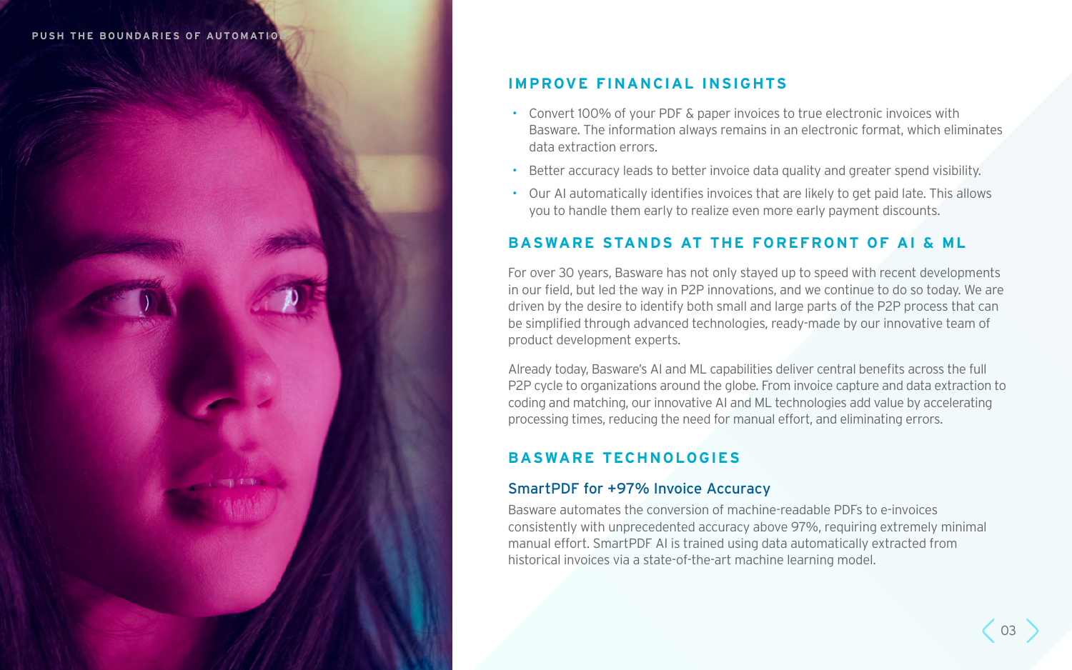## IMPROVE FINANCIAL INSIGHTS

- Convert 100% of your PDF & paper invoices to true electronic invoices with Basware. The information always remains in an electronic format, which eliminates data extraction errors.
- Better accuracy leads to better invoice data quality and greater spend visibility.
- Our AI automatically identifies invoices that are likely to get paid late. This allows you to handle them early to realize even more early payment discounts.

## BASWARE STANDS AT THE FOREFRONT OF AI & ML

For over 30 years, Basware has not only stayed up to speed with recent developments in our field, but led the way in P2P innovations, and we continue to do so today. We are driven by the desire to identify both small and large parts of the P2P process that can be simplified through advanced technologies, ready-made by our innovative team of product development experts.

Already today, Basware's AI and ML capabilities deliver central benefits across the full P2P cycle to organizations around the globe. From invoice capture and data extraction to coding and matching, our innovative AI and ML technologies add value by accelerating processing times, reducing the need for manual effort, and eliminating errors.

## BASWARE TECHNOLOGIES

### SmartPDF for +97% Invoice Accuracy

Basware automates the conversion of machine-readable PDFs to e-invoices consistently with unprecedented accuracy above 97%, requiring extremely minimal manual effort. SmartPDF AI is trained using data automatically extracted from historical invoices via a state-of-the-art machine learning model.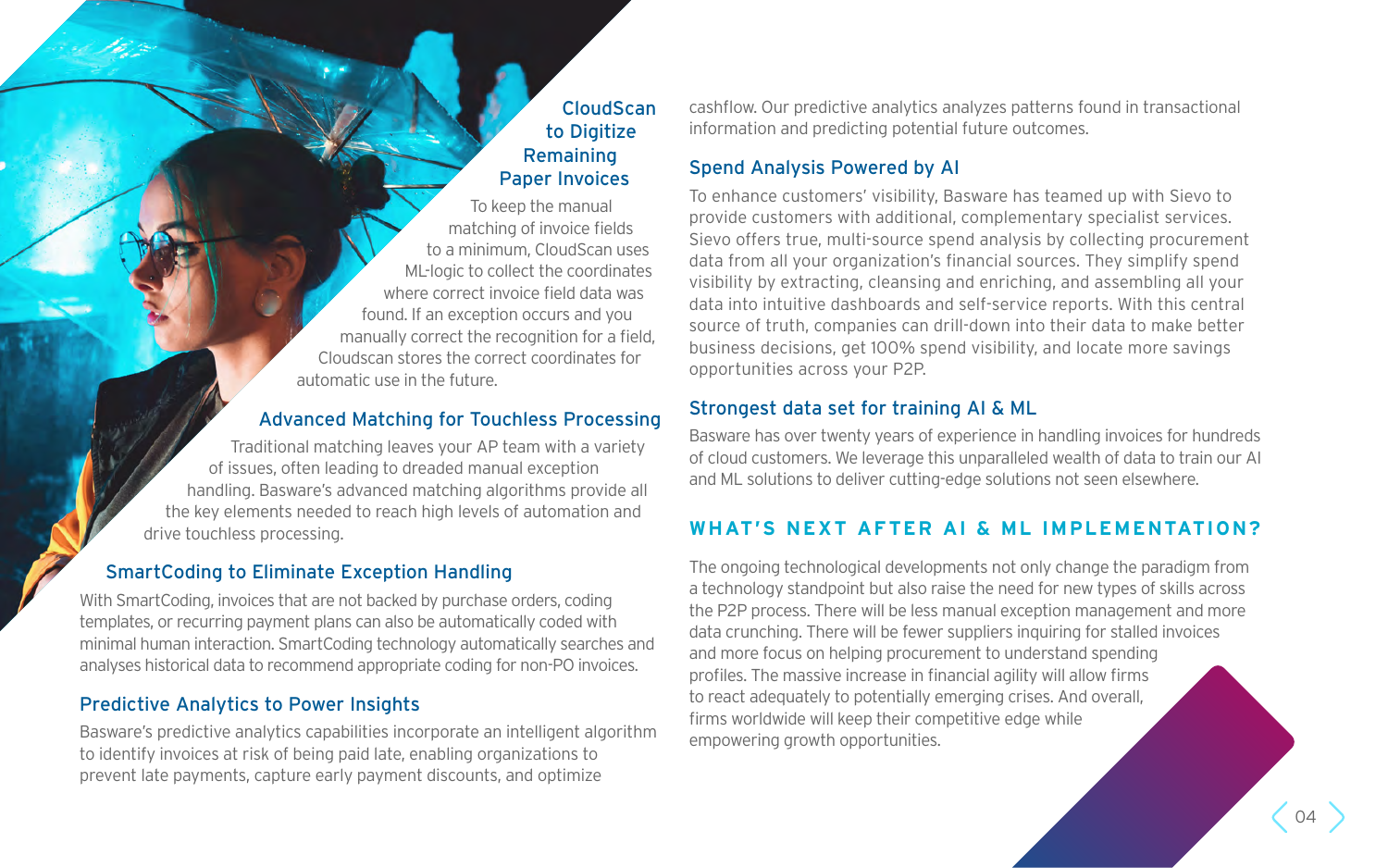### CloudScan to Digitize Remaining Paper Invoices

To keep the manual matching of invoice fields to a minimum, CloudScan uses ML-logic to collect the coordinates where correct invoice field data was found. If an exception occurs and you manually correct the recognition for a field, Cloudscan stores the correct coordinates for automatic use in the future.

### Advanced Matching for Touchless Processing

Traditional matching leaves your AP team with a variety of issues, often leading to dreaded manual exception handling. Basware's advanced matching algorithms provide all the key elements needed to reach high levels of automation and drive touchless processing.

### SmartCoding to Eliminate Exception Handling

With SmartCoding, invoices that are not backed by purchase orders, coding templates, or recurring payment plans can also be automatically coded with minimal human interaction. SmartCoding technology automatically searches and analyses historical data to recommend appropriate coding for non-PO invoices.

### Predictive Analytics to Power Insights

Basware's predictive analytics capabilities incorporate an intelligent algorithm to identify invoices at risk of being paid late, enabling organizations to prevent late payments, capture early payment discounts, and optimize cashflow. Our predictive analytics analyzes patterns found in transactional information and predicting potential future outcomes.

### Spend Analysis Powered by AI

To enhance customers' visibility, Basware has teamed up with Sievo to provide customers with additional, complementary specialist services. Sievo offers true, multi-source spend analysis by collecting procurement data from all your organization's financial sources. They simplify spend visibility by extracting, cleansing and enriching, and assembling all your data into intuitive dashboards and self-service reports. With this central source of truth, companies can drill-down into their data to make better business decisions, get 100% spend visibility, and locate more savings opportunities across your P2P.

### Strongest data set for training AI & ML

Basware has over twenty years of experience in handling invoices for hundreds of cloud customers. We leverage this unparalleled wealth of data to train our AI and ML solutions to deliver cutting-edge solutions not seen elsewhere.

## WHAT'S NEXT AFTER AI & ML IMPLEMENTATION?

The ongoing technological developments not only change the paradigm from a technology standpoint but also raise the need for new types of skills across the P2P process. There will be less manual exception management and more data crunching. There will be fewer suppliers inquiring for stalled invoices and more focus on helping procurement to understand spending profiles. The massive increase in financial agility will allow firms to react adequately to potentially emerging crises. And overall, firms worldwide will keep their competitive edge while empowering growth opportunities.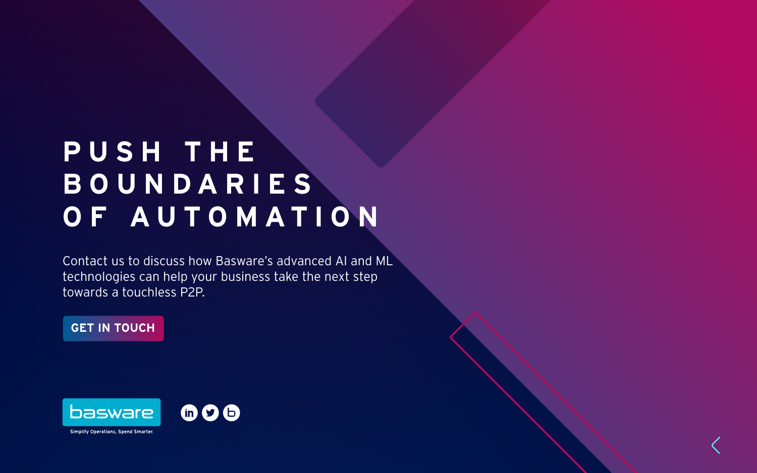# PUSH THE BOUNDARIES OF AUTOMATION

Contact us to discuss how Basware's advanced AI and ML technologies can help your business take the next step towards a touchless P2P.

GET IN TOUCH

basware

Simplify Operations, Spend Smarter.